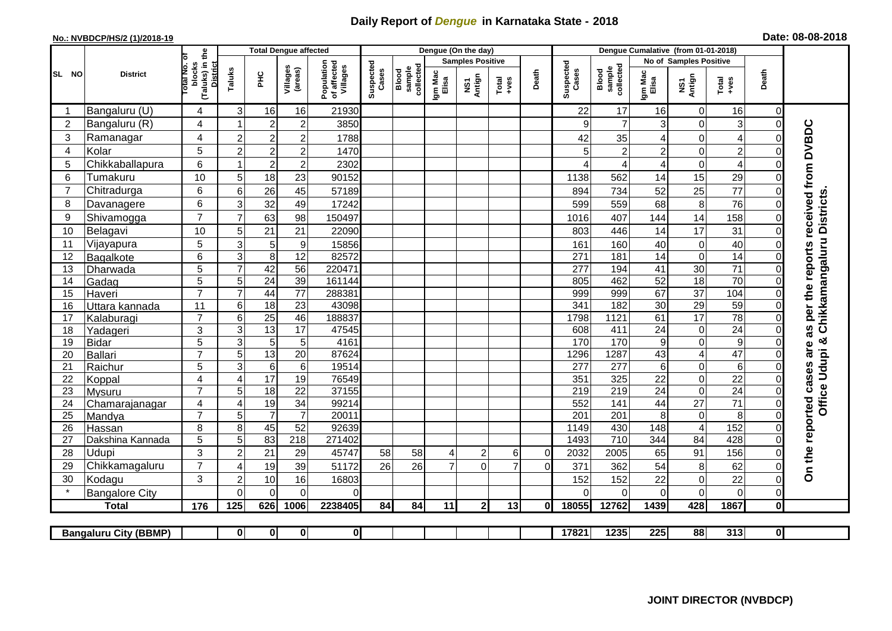# Daily Report of *Dengue* in Karnataka State - 2018

**No.: NVBDCP/HS/2 (1)/2018-19**

**Date: 08-08-2018**

| SL NO | District | Total No. of blocks (Taluks) in the District | Total Dengue affected | | | | Dengue (On the day) | | | | | | | Dengue Cumalative (from 01-01-2018) | | | | | | | |
|---|---|---|---|---|---|---|---|---|---|---|---|---|---|---|---|---|---|---|---|---|
| | | | Taluks | PHC | Villages (areas) | Population of affected Villages | Suspected Cases | Blood sample collected | Samples Positive | | | Death | Suspected Cases | Blood sample collected | No of Samples Positive | | | Death | |
| | | | | | | | | | Igm Mac Elisa | NS1 Antign | Total +ves | | | | Igm Mac Elisa | NS1 Antign | Total +ves | | |
| 1 | Bangaluru (U) | 4 | 3 | 16 | 16 | 21930 | | | | | | | 22 | 17 | 16 | 0 | 16 | 0 | On the reported cases are as per the reports received from DVBDC Office Udupi & Chikkamangaluru Districts. |
| 2 | Bangaluru (R) | 4 | 1 | 2 | 2 | 3850 | | | | | | | 9 | 7 | 3 | 0 | 3 | 0 | |
| 3 | Ramanagar | 4 | 2 | 2 | 2 | 1788 | | | | | | | 42 | 35 | 4 | 0 | 4 | 0 | |
| 4 | Kolar | 5 | 2 | 2 | 2 | 1470 | | | | | | | 5 | 2 | 2 | 0 | 2 | 0 | |
| 5 | Chikkaballapura | 6 | 1 | 2 | 2 | 2302 | | | | | | | 4 | 4 | 4 | 0 | 4 | 0 | |
| 6 | Tumakuru | 10 | 5 | 18 | 23 | 90152 | | | | | | | 1138 | 562 | 14 | 15 | 29 | 0 | |
| 7 | Chitradurga | 6 | 6 | 26 | 45 | 57189 | | | | | | | 894 | 734 | 52 | 25 | 77 | 0 | |
| 8 | Davanagere | 6 | 3 | 32 | 49 | 17242 | | | | | | | 599 | 559 | 68 | 8 | 76 | 0 | |
| 9 | Shivamogga | 7 | 7 | 63 | 98 | 150497 | | | | | | | 1016 | 407 | 144 | 14 | 158 | 0 | |
| 10 | Belagavi | 10 | 5 | 21 | 21 | 22090 | | | | | | | 803 | 446 | 14 | 17 | 31 | 0 | |
| 11 | Vijayapura | 5 | 3 | 5 | 9 | 15856 | | | | | | | 161 | 160 | 40 | 0 | 40 | 0 | |
| 12 | Bagalkote | 6 | 3 | 8 | 12 | 82572 | | | | | | | 271 | 181 | 14 | 0 | 14 | 0 | |
| 13 | Dharwada | 5 | 7 | 42 | 56 | 220471 | | | | | | | 277 | 194 | 41 | 30 | 71 | 0 | |
| 14 | Gadag | 5 | 5 | 24 | 39 | 161144 | | | | | | | 805 | 462 | 52 | 18 | 70 | 0 | |
| 15 | Haveri | 7 | 7 | 44 | 77 | 288381 | | | | | | | 999 | 999 | 67 | 37 | 104 | 0 | |
| 16 | Uttara kannada | 11 | 6 | 18 | 23 | 43098 | | | | | | | 341 | 182 | 30 | 29 | 59 | 0 | |
| 17 | Kalaburagi | 7 | 6 | 25 | 46 | 188837 | | | | | | | 1798 | 1121 | 61 | 17 | 78 | 0 | |
| 18 | Yadageri | 3 | 3 | 13 | 17 | 47545 | | | | | | | 608 | 411 | 24 | 0 | 24 | 0 | |
| 19 | Bidar | 5 | 3 | 5 | 5 | 4161 | | | | | | | 170 | 170 | 9 | 0 | 9 | 0 | |
| 20 | Ballari | 7 | 5 | 13 | 20 | 87624 | | | | | | | 1296 | 1287 | 43 | 4 | 47 | 0 | |
| 21 | Raichur | 5 | 3 | 6 | 6 | 19514 | | | | | | | 277 | 277 | 6 | 0 | 6 | 0 | |
| 22 | Koppal | 4 | 4 | 17 | 19 | 76549 | | | | | | | 351 | 325 | 22 | 0 | 22 | 0 | |
| 23 | Mysuru | 7 | 5 | 18 | 22 | 37155 | | | | | | | 219 | 219 | 24 | 0 | 24 | 0 | |
| 24 | Chamarajanagar | 4 | 4 | 19 | 34 | 99214 | | | | | | | 552 | 141 | 44 | 27 | 71 | 0 | |
| 25 | Mandya | 7 | 5 | 7 | 7 | 20011 | | | | | | | 201 | 201 | 8 | 0 | 8 | 0 | |
| 26 | Hassan | 8 | 8 | 45 | 52 | 92639 | | | | | | | 1149 | 430 | 148 | 4 | 152 | 0 | |
| 27 | Dakshina Kannada | 5 | 5 | 83 | 218 | 271402 | | | | | | | 1493 | 710 | 344 | 84 | 428 | 0 | |
| 28 | Udupi | 3 | 2 | 21 | 29 | 45747 | 58 | 58 | 4 | 2 | 6 | 0 | 2032 | 2005 | 65 | 91 | 156 | 0 | |
| 29 | Chikkamagaluru | 7 | 4 | 19 | 39 | 51172 | 26 | 26 | 7 | 0 | 7 | 0 | 371 | 362 | 54 | 8 | 62 | 0 | |
| 30 | Kodagu | 3 | 2 | 10 | 16 | 16803 | | | | | | | 152 | 152 | 22 | 0 | 22 | 0 | |
| * | Bangalore City | | 0 | 0 | 0 | 0 | | | | | | | 0 | 0 | 0 | 0 | 0 | 0 | |
| **Total** | | **176** | **125** | **626** | **1006** | **2238405** | **84** | **84** | **11** | **2** | **13** | **0** | **18055** | **12762** | **1439** | **428** | **1867** | **0** | |

| Bangaluru City (BBMP) | | 0 | 0 | 0 | 0 | | | | | | | 17821 | 1235 | 225 | 88 | 313 | 0 |
|---|---|---|---|---|---|---|---|---|---|---|---|---|---|---|---|---|---|

**JOINT DIRECTOR (NVBDCP)**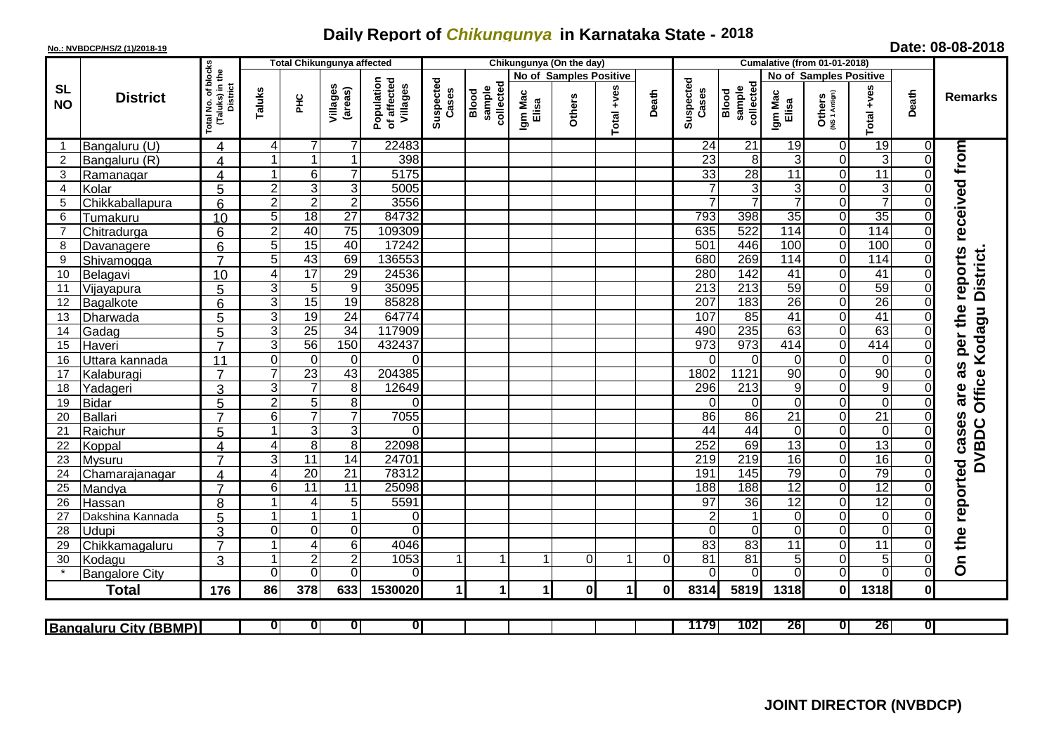# Daily Report of *Chikungunya* in Karnataka State - 2018

**No.: NVBDCP/HS/2 (1)/2018-19**

**Date: 08-08-2018**

| SL NO | District | Total No. of blocks (Taluks) in the District | Total Chikungunya affected | | | | Chikungunya (On the day) | | | | | | | Cumalative (from 01-01-2018) | | | | | | | Remarks |
|---|---|---|---|---|---|---|---|---|---|---|---|---|---|---|---|---|---|---|---|---|---|
| | | | | | | | | | No of Samples Positive | | | | | | | No of Samples Positive | | | | | |
| | | | Taluks | PHC | Villages (areas) | Population of affected Villages | Suspected Cases | Blood sample collected | Igm Mac Elisa | Others | Total +ves | Death | Suspected Cases | Blood sample collected | Igm Mac Elisa | Others (NS 1 Antign) | Total +ves | Death | |
| 1 | Bangaluru (U) | 4 | 4 | 7 | 7 | 22483 | | | | | | | 24 | 21 | 19 | 0 | 19 | 0 | On the reported cases are as per the reports received from DVBDC Office Kodagu District. |
| 2 | Bangaluru (R) | 4 | 1 | 1 | 1 | 398 | | | | | | | 23 | 8 | 3 | 0 | 3 | 0 | |
| 3 | Ramanagar | 4 | 1 | 6 | 7 | 5175 | | | | | | | 33 | 28 | 11 | 0 | 11 | 0 | |
| 4 | Kolar | 5 | 2 | 3 | 3 | 5005 | | | | | | | 7 | 3 | 3 | 0 | 3 | 0 | |
| 5 | Chikkaballapura | 6 | 2 | 2 | 2 | 3556 | | | | | | | 7 | 7 | 7 | 0 | 7 | 0 | |
| 6 | Tumakuru | 10 | 5 | 18 | 27 | 84732 | | | | | | | 793 | 398 | 35 | 0 | 35 | 0 | |
| 7 | Chitradurga | 6 | 2 | 40 | 75 | 109309 | | | | | | | 635 | 522 | 114 | 0 | 114 | 0 | |
| 8 | Davanagere | 6 | 5 | 15 | 40 | 17242 | | | | | | | 501 | 446 | 100 | 0 | 100 | 0 | |
| 9 | Shivamogga | 7 | 5 | 43 | 69 | 136553 | | | | | | | 680 | 269 | 114 | 0 | 114 | 0 | |
| 10 | Belagavi | 10 | 4 | 17 | 29 | 24536 | | | | | | | 280 | 142 | 41 | 0 | 41 | 0 | |
| 11 | Vijayapura | 5 | 3 | 5 | 9 | 35095 | | | | | | | 213 | 213 | 59 | 0 | 59 | 0 | |
| 12 | Bagalkote | 6 | 3 | 15 | 19 | 85828 | | | | | | | 207 | 183 | 26 | 0 | 26 | 0 | |
| 13 | Dharwada | 5 | 3 | 19 | 24 | 64774 | | | | | | | 107 | 85 | 41 | 0 | 41 | 0 | |
| 14 | Gadag | 5 | 3 | 25 | 34 | 117909 | | | | | | | 490 | 235 | 63 | 0 | 63 | 0 | |
| 15 | Haveri | 7 | 3 | 56 | 150 | 432437 | | | | | | | 973 | 973 | 414 | 0 | 414 | 0 | |
| 16 | Uttara kannada | 11 | 0 | 0 | 0 | 0 | | | | | | | 0 | 0 | 0 | 0 | 0 | 0 | |
| 17 | Kalaburagi | 7 | 7 | 23 | 43 | 204385 | | | | | | | 1802 | 1121 | 90 | 0 | 90 | 0 | |
| 18 | Yadageri | 3 | 3 | 7 | 8 | 12649 | | | | | | | 296 | 213 | 9 | 0 | 9 | 0 | |
| 19 | Bidar | 5 | 2 | 5 | 8 | 0 | | | | | | | 0 | 0 | 0 | 0 | 0 | 0 | |
| 20 | Ballari | 7 | 6 | 7 | 7 | 7055 | | | | | | | 86 | 86 | 21 | 0 | 21 | 0 | |
| 21 | Raichur | 5 | 1 | 3 | 3 | 0 | | | | | | | 44 | 44 | 0 | 0 | 0 | 0 | |
| 22 | Koppal | 4 | 4 | 8 | 8 | 22098 | | | | | | | 252 | 69 | 13 | 0 | 13 | 0 | |
| 23 | Mysuru | 7 | 3 | 11 | 14 | 24701 | | | | | | | 219 | 219 | 16 | 0 | 16 | 0 | |
| 24 | Chamarajanagar | 4 | 4 | 20 | 21 | 78312 | | | | | | | 191 | 145 | 79 | 0 | 79 | 0 | |
| 25 | Mandya | 7 | 6 | 11 | 11 | 25098 | | | | | | | 188 | 188 | 12 | 0 | 12 | 0 | |
| 26 | Hassan | 8 | 1 | 4 | 5 | 5591 | | | | | | | 97 | 36 | 12 | 0 | 12 | 0 | |
| 27 | Dakshina Kannada | 5 | 1 | 1 | 1 | 0 | | | | | | | 2 | 1 | 0 | 0 | 0 | 0 | |
| 28 | Udupi | 3 | 0 | 0 | 0 | 0 | | | | | | | 0 | 0 | 0 | 0 | 0 | 0 | |
| 29 | Chikkamagaluru | 7 | 1 | 4 | 6 | 4046 | | | | | | | 83 | 83 | 11 | 0 | 11 | 0 | |
| 30 | Kodagu | 3 | 1 | 2 | 2 | 1053 | 1 | 1 | 1 | 0 | 1 | 0 | 81 | 81 | 5 | 0 | 5 | 0 | |
| * | Bangalore City | | 0 | 0 | 0 | 0 | | | | | | | 0 | 0 | 0 | 0 | 0 | 0 | |
| | **Total** | **176** | **86** | **378** | **633** | **1530020** | **1** | **1** | **1** | **0** | **1** | **0** | **8314** | **5819** | **1318** | **0** | **1318** | **0** | |

| | | | | | | | | | | | | | | | | | |
|---|---|---|---|---|---|---|---|---|---|---|---|---|---|---|---|---|---|
| **Bangaluru City (BBMP)** | | 0 | 0 | 0 | 0 | | | | | | | 1179 | 102 | 26 | 0 | 26 | 0 |

**JOINT DIRECTOR (NVBDCP)**